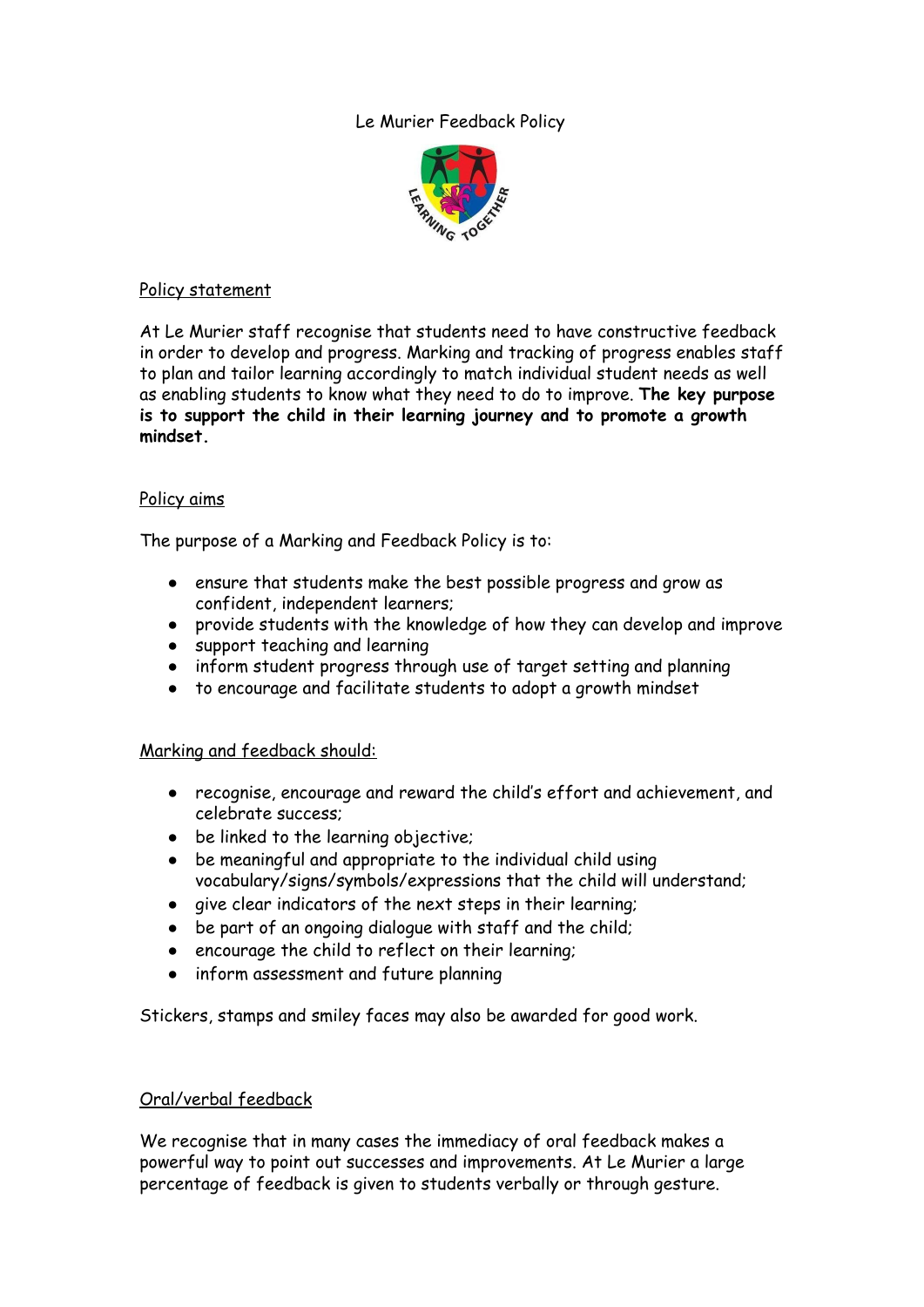# Le Murier Feedback Policy

## Policy statement

At Le Murier staff recognise that students need to have constructive feedback in order to develop and progress. Marking and tracking of progress enables staff to plan and tailor learning accordingly to match individual student needs as well as enabling students to know what they need to do to improve. **The key purpose is to support the child in their learning journey and to promote a growth mindset.**

## Policy aims

The purpose of a Marking and Feedback Policy is to:

- ensure that students make the best possible progress and grow as confident, independent learners;
- provide students with the knowledge of how they can develop and improve
- support teaching and learning
- inform student progress through use of target setting and planning
- to encourage and facilitate students to adopt a growth mindset

## Marking and feedback should:

- recognise, encourage and reward the child's effort and achievement, and celebrate success;
- be linked to the learning objective;
- be meaningful and appropriate to the individual child using vocabulary/signs/symbols/expressions that the child will understand;
- give clear indicators of the next steps in their learning;
- be part of an ongoing dialogue with staff and the child;
- encourage the child to reflect on their learning;
- inform assessment and future planning

Stickers, stamps and smiley faces may also be awarded for good work.

## Oral/verbal feedback

We recognise that in many cases the immediacy of oral feedback makes a powerful way to point out successes and improvements. At Le Murier a large percentage of feedback is given to students verbally or through gesture.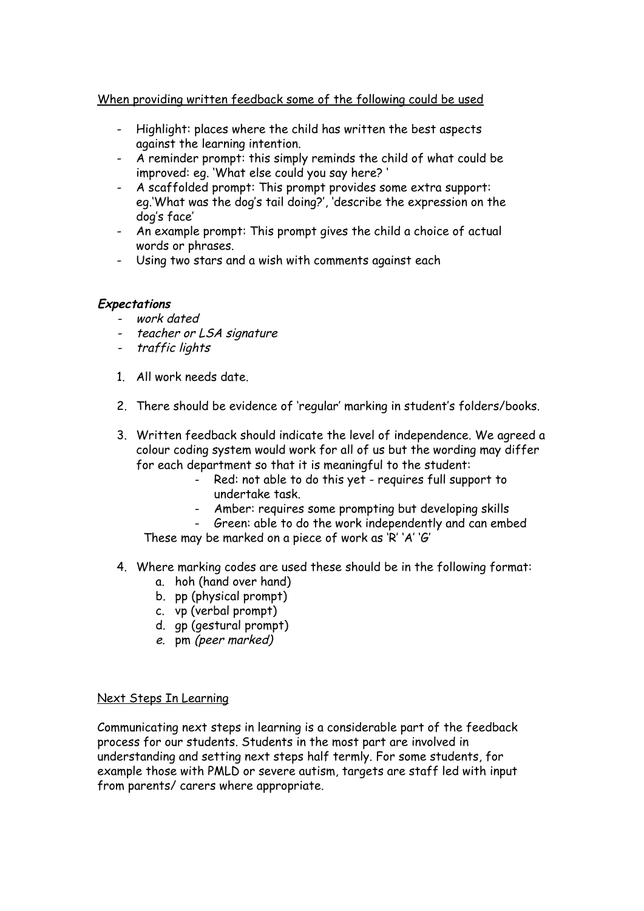When providing written feedback some of the following could be used

- Highlight: places where the child has written the best aspects against the learning intention.
- A reminder prompt: this simply reminds the child of what could be improved: eg. 'What else could you say here? '
- A scaffolded prompt: This prompt provides some extra support: eg.'What was the dog's tail doing?', 'describe the expression on the dog's face'
- An example prompt: This prompt gives the child a choice of actual words or phrases.
- Using two stars and a wish with comments against each

***Expectations***

- *work dated*
- *teacher or LSA signature*
- *traffic lights*

1. All work needs date.

2. There should be evidence of 'regular' marking in student's folders/books.

3. Written feedback should indicate the level of independence. We agreed a colour coding system would work for all of us but the wording may differ for each department so that it is meaningful to the student:
    - Red: not able to do this yet - requires full support to undertake task.
    - Amber: requires some prompting but developing skills
    - Green: able to do the work independently and can embed

   These may be marked on a piece of work as 'R' 'A' 'G'

4. Where marking codes are used these should be in the following format:
    a. hoh (hand over hand)
    b. pp (physical prompt)
    c. vp (verbal prompt)
    d. gp (gestural prompt)
    e. pm *(peer marked)*

Next Steps In Learning

Communicating next steps in learning is a considerable part of the feedback process for our students. Students in the most part are involved in understanding and setting next steps half termly. For some students, for example those with PMLD or severe autism, targets are staff led with input from parents/ carers where appropriate.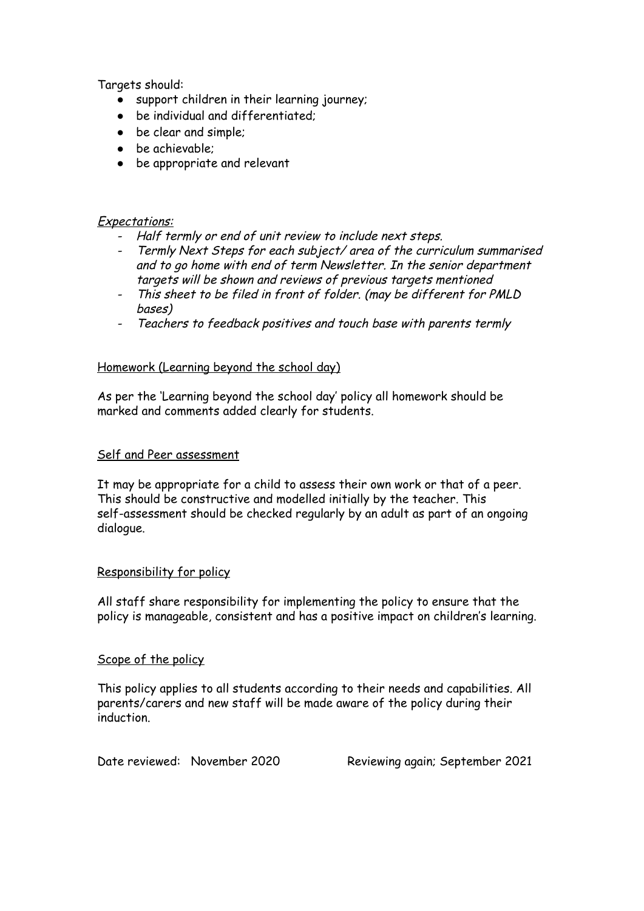Targets should:

- support children in their learning journey;
- be individual and differentiated;
- be clear and simple;
- be achievable;
- be appropriate and relevant

*<u>Expectations:</u>*

- *Half termly or end of unit review to include next steps.*
- *Termly Next Steps for each subject/ area of the curriculum summarised and to go home with end of term Newsletter. In the senior department targets will be shown and reviews of previous targets mentioned*
- *This sheet to be filed in front of folder. (may be different for PMLD bases)*
- *Teachers to feedback positives and touch base with parents termly*

<u>Homework (Learning beyond the school day)</u>

As per the 'Learning beyond the school day' policy all homework should be marked and comments added clearly for students.

<u>Self and Peer assessment</u>

It may be appropriate for a child to assess their own work or that of a peer. This should be constructive and modelled initially by the teacher. This self-assessment should be checked regularly by an adult as part of an ongoing dialogue.

<u>Responsibility for policy</u>

All staff share responsibility for implementing the policy to ensure that the policy is manageable, consistent and has a positive impact on children's learning.

<u>Scope of the policy</u>

This policy applies to all students according to their needs and capabilities. All parents/carers and new staff will be made aware of the policy during their induction.

Date reviewed: November 2020 Reviewing again; September 2021